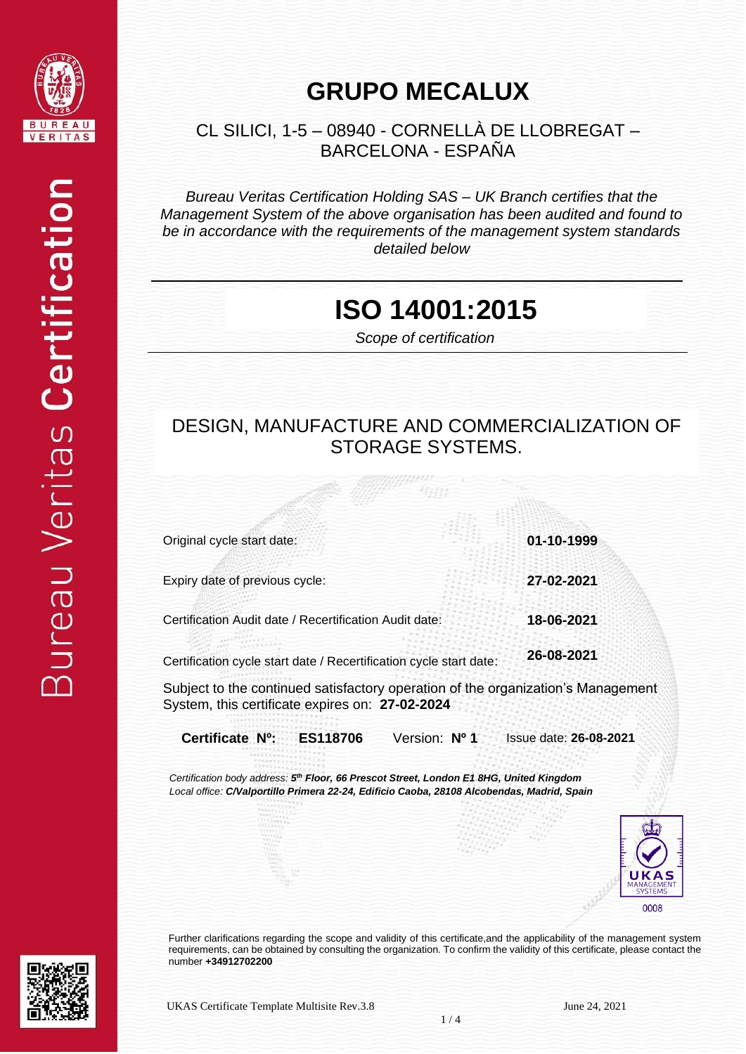# GRUPO MECALUX

CL SILICI, 1-5 – 08940 - CORNELLÀ DE LLOBREGAT – BARCELONA - ESPAÑA

*Bureau Veritas Certification Holding SAS – UK Branch certifies that the Management System of the above organisation has been audited and found to be in accordance with the requirements of the management system standards detailed below*

## ISO 14001:2015

*Scope of certification*

DESIGN, MANUFACTURE AND COMMERCIALIZATION OF STORAGE SYSTEMS.

| | |
|---|---|
| Original cycle start date: | **01-10-1999** |
| Expiry date of previous cycle: | **27-02-2021** |
| Certification Audit date / Recertification Audit date: | **18-06-2021** |
| Certification cycle start date / Recertification cycle start date: | **26-08-2021** |

Subject to the continued satisfactory operation of the organization's Management System, this certificate expires on: **27-02-2024**

**Certificate Nº:** **ES118706** Version: **Nº 1** Issue date: **26-08-2021**

*Certification body address: **5th Floor, 66 Prescot Street, London E1 8HG, United Kingdom***
*Local office: **C/Valportillo Primera 22-24, Edificio Caoba, 28108 Alcobendas, Madrid, Spain***

UKAS MANAGEMENT SYSTEMS 0008

Further clarifications regarding the scope and validity of this certificate,and the applicability of the management system requirements, can be obtained by consulting the organization. To confirm the validity of this certificate, please contact the number **+34912702200**

UKAS Certificate Template Multisite Rev.3.8 June 24, 2021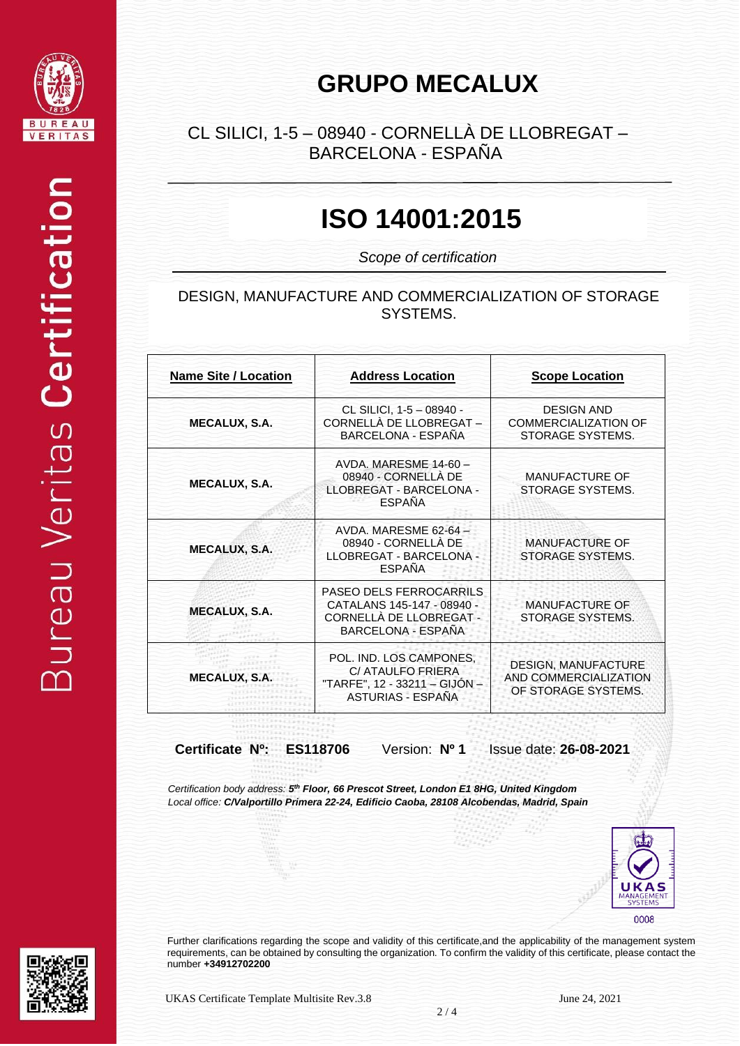# GRUPO MECALUX

CL SILICI, 1-5 – 08940 - CORNELLÀ DE LLOBREGAT – BARCELONA - ESPAÑA

# ISO 14001:2015

*Scope of certification*

DESIGN, MANUFACTURE AND COMMERCIALIZATION OF STORAGE SYSTEMS.

| Name Site / Location | Address Location | Scope Location |
|---|---|---|
| **MECALUX, S.A.** | CL SILICI, 1-5 – 08940 - CORNELLÀ DE LLOBREGAT – BARCELONA - ESPAÑA | DESIGN AND COMMERCIALIZATION OF STORAGE SYSTEMS. |
| **MECALUX, S.A.** | AVDA. MARESME 14-60 – 08940 - CORNELLÀ DE LLOBREGAT - BARCELONA - ESPAÑA | MANUFACTURE OF STORAGE SYSTEMS. |
| **MECALUX, S.A.** | AVDA. MARESME 62-64 – 08940 - CORNELLÀ DE LLOBREGAT - BARCELONA - ESPAÑA | MANUFACTURE OF STORAGE SYSTEMS. |
| **MECALUX, S.A.** | PASEO DELS FERROCARRILS CATALANS 145-147 - 08940 - CORNELLÀ DE LLOBREGAT - BARCELONA - ESPAÑA | MANUFACTURE OF STORAGE SYSTEMS. |
| **MECALUX, S.A.** | POL. IND. LOS CAMPONES, C/ ATAULFO FRIERA "TARFE", 12 - 33211 – GIJÓN – ASTURIAS - ESPAÑA | DESIGN, MANUFACTURE AND COMMERCIALIZATION OF STORAGE SYSTEMS. |

**Certificate Nº: ES118706** Version: **Nº 1** Issue date: **26-08-2021**

*Certification body address: **5th Floor, 66 Prescot Street, London E1 8HG, United Kingdom***
*Local office: **C/Valportillo Primera 22-24, Edificio Caoba, 28108 Alcobendas, Madrid, Spain***

UKAS MANAGEMENT SYSTEMS 0008

Further clarifications regarding the scope and validity of this certificate,and the applicability of the management system requirements, can be obtained by consulting the organization. To confirm the validity of this certificate, please contact the number **+34912702200**

UKAS Certificate Template Multisite Rev.3.8 June 24, 2021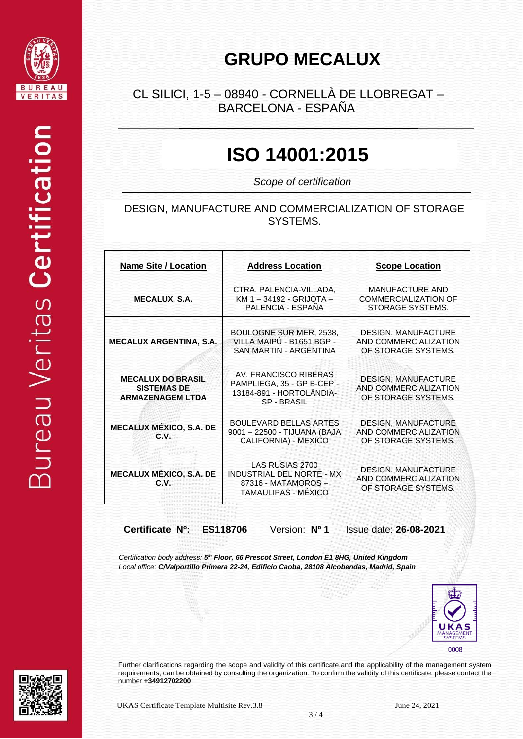# GRUPO MECALUX

CL SILICI, 1-5 – 08940 - CORNELLÀ DE LLOBREGAT – BARCELONA - ESPAÑA

# ISO 14001:2015

*Scope of certification*

DESIGN, MANUFACTURE AND COMMERCIALIZATION OF STORAGE SYSTEMS.

| Name Site / Location | Address Location | Scope Location |
|---|---|---|
| **MECALUX, S.A.** | CTRA. PALENCIA-VILLADA, KM 1 – 34192 - GRIJOTA – PALENCIA - ESPAÑA | MANUFACTURE AND COMMERCIALIZATION OF STORAGE SYSTEMS. |
| **MECALUX ARGENTINA, S.A.** | BOULOGNE SUR MER, 2538, VILLA MAIPÚ - B1651 BGP - SAN MARTIN - ARGENTINA | DESIGN, MANUFACTURE AND COMMERCIALIZATION OF STORAGE SYSTEMS. |
| **MECALUX DO BRASIL SISTEMAS DE ARMAZENAGEM LTDA** | AV. FRANCISCO RIBERAS PAMPLIEGA, 35 - GP B-CEP - 13184-891 - HORTOLÂNDIA-SP - BRASIL | DESIGN, MANUFACTURE AND COMMERCIALIZATION OF STORAGE SYSTEMS. |
| **MECALUX MÉXICO, S.A. DE C.V.** | BOULEVARD BELLAS ARTES 9001 – 22500 - TIJUANA (BAJA CALIFORNIA) - MÉXICO | DESIGN, MANUFACTURE AND COMMERCIALIZATION OF STORAGE SYSTEMS. |
| **MECALUX MÉXICO, S.A. DE C.V.** | LAS RUSIAS 2700 INDUSTRIAL DEL NORTE - MX 87316 - MATAMOROS – TAMAULIPAS - MÉXICO | DESIGN, MANUFACTURE AND COMMERCIALIZATION OF STORAGE SYSTEMS. |

**Certificate Nº: ES118706** Version: **Nº 1** Issue date: **26-08-2021**

*Certification body address: **5th Floor, 66 Prescot Street, London E1 8HG, United Kingdom***
*Local office: **C/Valportillo Primera 22-24, Edificio Caoba, 28108 Alcobendas, Madrid, Spain***

UKAS MANAGEMENT SYSTEMS 0008

Further clarifications regarding the scope and validity of this certificate,and the applicability of the management system requirements, can be obtained by consulting the organization. To confirm the validity of this certificate, please contact the number **+34912702200**

UKAS Certificate Template Multisite Rev.3.8 June 24, 2021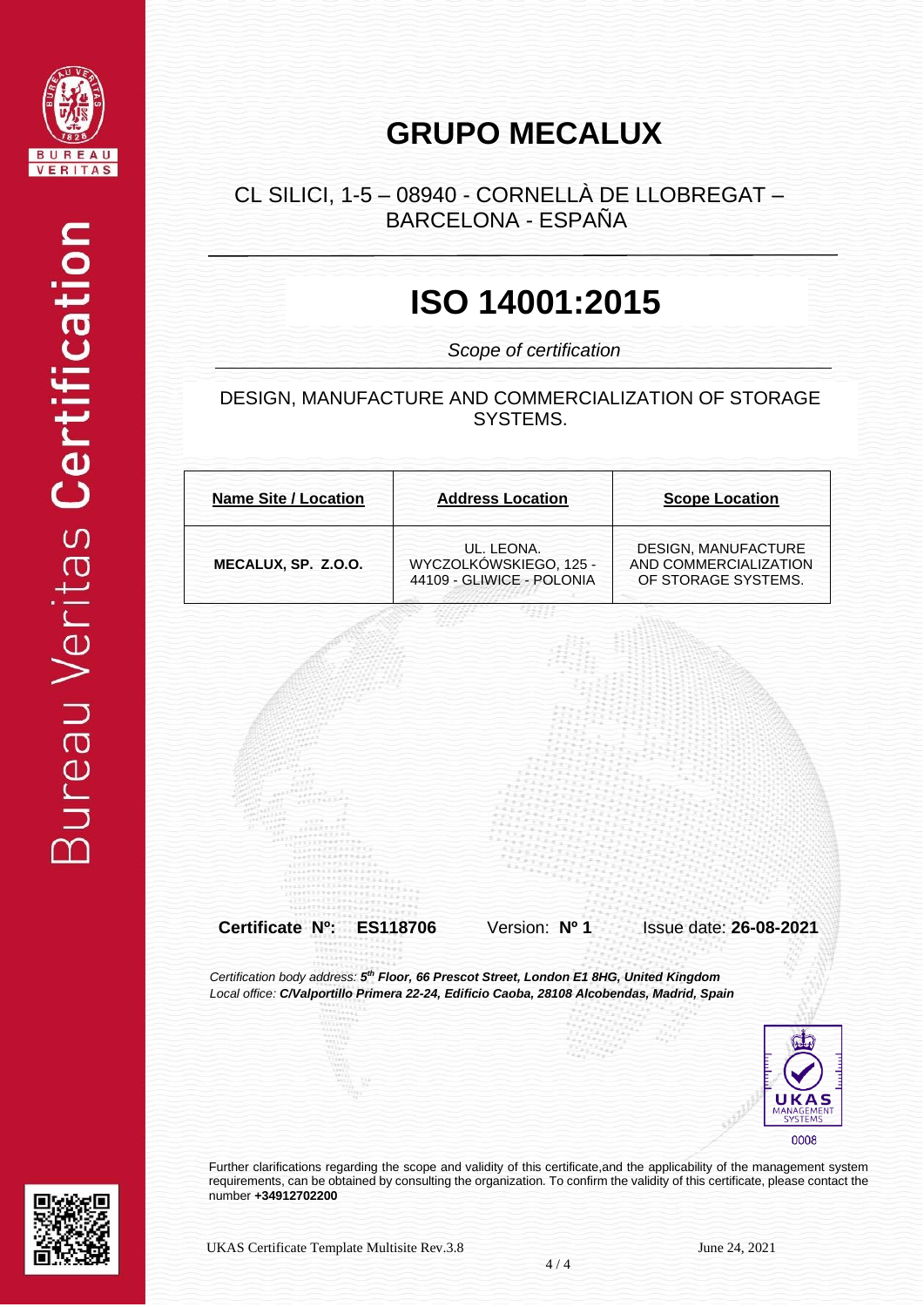# GRUPO MECALUX

CL SILICI, 1-5 – 08940 - CORNELLÀ DE LLOBREGAT – BARCELONA - ESPAÑA

# ISO 14001:2015

*Scope of certification*

DESIGN, MANUFACTURE AND COMMERCIALIZATION OF STORAGE SYSTEMS.

| Name Site / Location | Address Location | Scope Location |
|---|---|---|
| **MECALUX, SP. Z.O.O.** | UL. LEONA. WYCZOLKÓWSKIEGO, 125 - 44109 - GLIWICE - POLONIA | DESIGN, MANUFACTURE AND COMMERCIALIZATION OF STORAGE SYSTEMS. |

**Certificate Nº: ES118706** Version: **Nº 1** Issue date: **26-08-2021**

*Certification body address: **5th Floor, 66 Prescot Street, London E1 8HG, United Kingdom***
*Local office: **C/Valportillo Primera 22-24, Edificio Caoba, 28108 Alcobendas, Madrid, Spain***

UKAS MANAGEMENT SYSTEMS
0008

Further clarifications regarding the scope and validity of this certificate,and the applicability of the management system requirements, can be obtained by consulting the organization. To confirm the validity of this certificate, please contact the number **+34912702200**

UKAS Certificate Template Multisite Rev.3.8 June 24, 2021